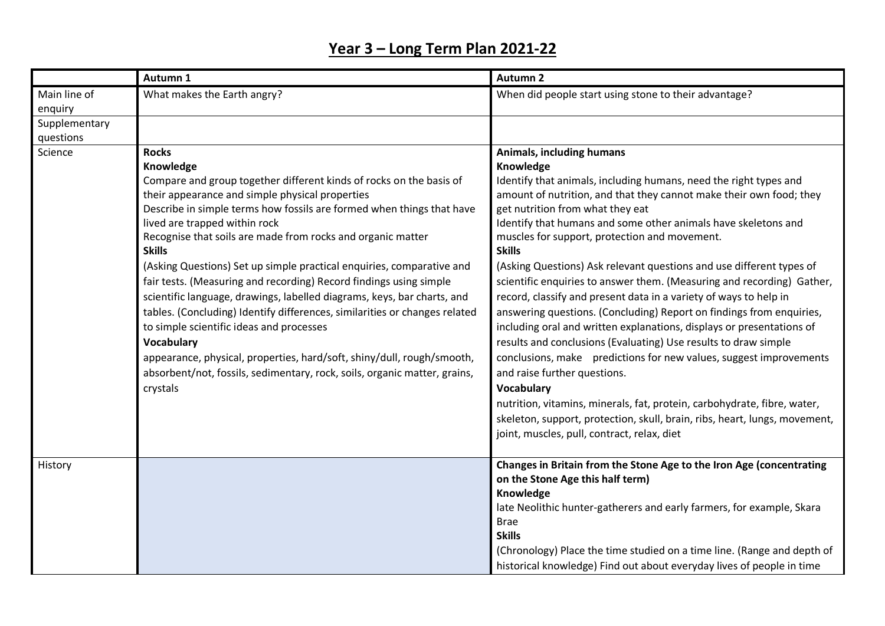# Year 3 – Long Term Plan 2021-22

| | Autumn 1 | Autumn 2 |
|---|---|---|
| Main line of enquiry | What makes the Earth angry? | When did people start using stone to their advantage? |
| Supplementary questions | | |
| Science | **Rocks**<br>**Knowledge**<br>Compare and group together different kinds of rocks on the basis of their appearance and simple physical properties<br>Describe in simple terms how fossils are formed when things that have lived are trapped within rock<br>Recognise that soils are made from rocks and organic matter<br>**Skills**<br>(Asking Questions) Set up simple practical enquiries, comparative and fair tests. (Measuring and recording) Record findings using simple scientific language, drawings, labelled diagrams, keys, bar charts, and tables. (Concluding) Identify differences, similarities or changes related to simple scientific ideas and processes<br>**Vocabulary**<br>appearance, physical, properties, hard/soft, shiny/dull, rough/smooth, absorbent/not, fossils, sedimentary, rock, soils, organic matter, grains, crystals | **Animals, including humans**<br>**Knowledge**<br>Identify that animals, including humans, need the right types and amount of nutrition, and that they cannot make their own food; they get nutrition from what they eat<br>Identify that humans and some other animals have skeletons and muscles for support, protection and movement.<br>**Skills**<br>(Asking Questions) Ask relevant questions and use different types of scientific enquiries to answer them. (Measuring and recording) Gather, record, classify and present data in a variety of ways to help in answering questions. (Concluding) Report on findings from enquiries, including oral and written explanations, displays or presentations of results and conclusions (Evaluating) Use results to draw simple conclusions, make predictions for new values, suggest improvements and raise further questions.<br>**Vocabulary**<br>nutrition, vitamins, minerals, fat, protein, carbohydrate, fibre, water, skeleton, support, protection, skull, brain, ribs, heart, lungs, movement, joint, muscles, pull, contract, relax, diet |
| History | | **Changes in Britain from the Stone Age to the Iron Age (concentrating on the Stone Age this half term)**<br>**Knowledge**<br>late Neolithic hunter-gatherers and early farmers, for example, Skara Brae<br>**Skills**<br>(Chronology) Place the time studied on a time line. (Range and depth of historical knowledge) Find out about everyday lives of people in time |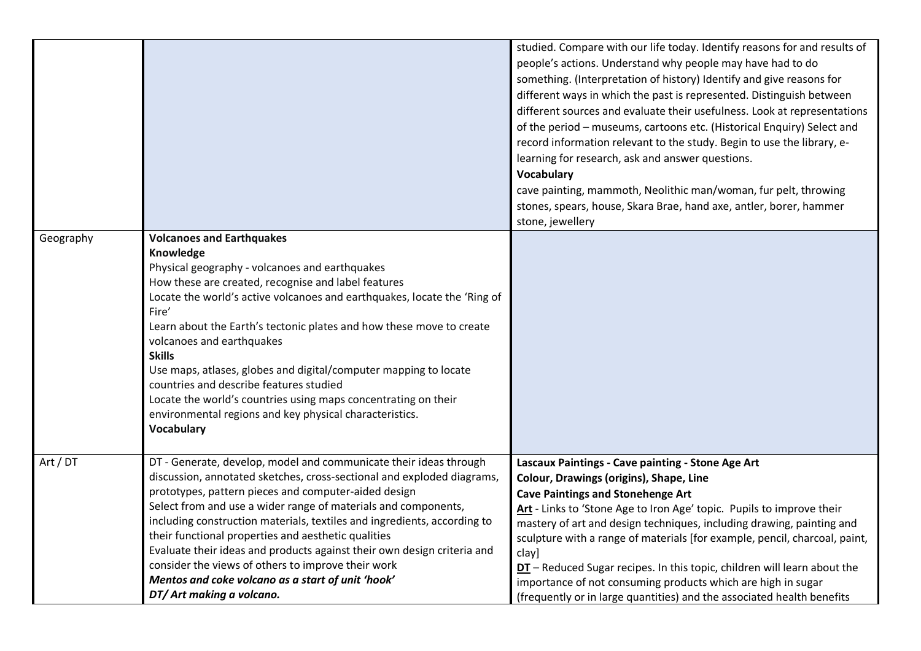| | | |
|---|---|---|
| | | studied. Compare with our life today. Identify reasons for and results of people's actions. Understand why people may have had to do something. (Interpretation of history) Identify and give reasons for different ways in which the past is represented. Distinguish between different sources and evaluate their usefulness. Look at representations of the period – museums, cartoons etc. (Historical Enquiry) Select and record information relevant to the study. Begin to use the library, e-learning for research, ask and answer questions.<br>**Vocabulary**<br>cave painting, mammoth, Neolithic man/woman, fur pelt, throwing stones, spears, house, Skara Brae, hand axe, antler, borer, hammer stone, jewellery |
| Geography | **Volcanoes and Earthquakes**<br>**Knowledge**<br>Physical geography - volcanoes and earthquakes<br>How these are created, recognise and label features<br>Locate the world's active volcanoes and earthquakes, locate the 'Ring of Fire'<br>Learn about the Earth's tectonic plates and how these move to create volcanoes and earthquakes<br>**Skills**<br>Use maps, atlases, globes and digital/computer mapping to locate countries and describe features studied<br>Locate the world's countries using maps concentrating on their environmental regions and key physical characteristics.<br>**Vocabulary** | |
| Art / DT | DT - Generate, develop, model and communicate their ideas through discussion, annotated sketches, cross-sectional and exploded diagrams, prototypes, pattern pieces and computer-aided design<br>Select from and use a wider range of materials and components, including construction materials, textiles and ingredients, according to their functional properties and aesthetic qualities<br>Evaluate their ideas and products against their own design criteria and consider the views of others to improve their work<br>***Mentos and coke volcano as a start of unit 'hook'***<br>***DT/ Art making a volcano.*** | **Lascaux Paintings - Cave painting - Stone Age Art**<br>**Colour, Drawings (origins), Shape, Line**<br>**Cave Paintings and Stonehenge Art**<br>**Art** - Links to 'Stone Age to Iron Age' topic. Pupils to improve their mastery of art and design techniques, including drawing, painting and sculpture with a range of materials [for example, pencil, charcoal, paint, clay]<br>**DT** – Reduced Sugar recipes. In this topic, children will learn about the importance of not consuming products which are high in sugar (frequently or in large quantities) and the associated health benefits |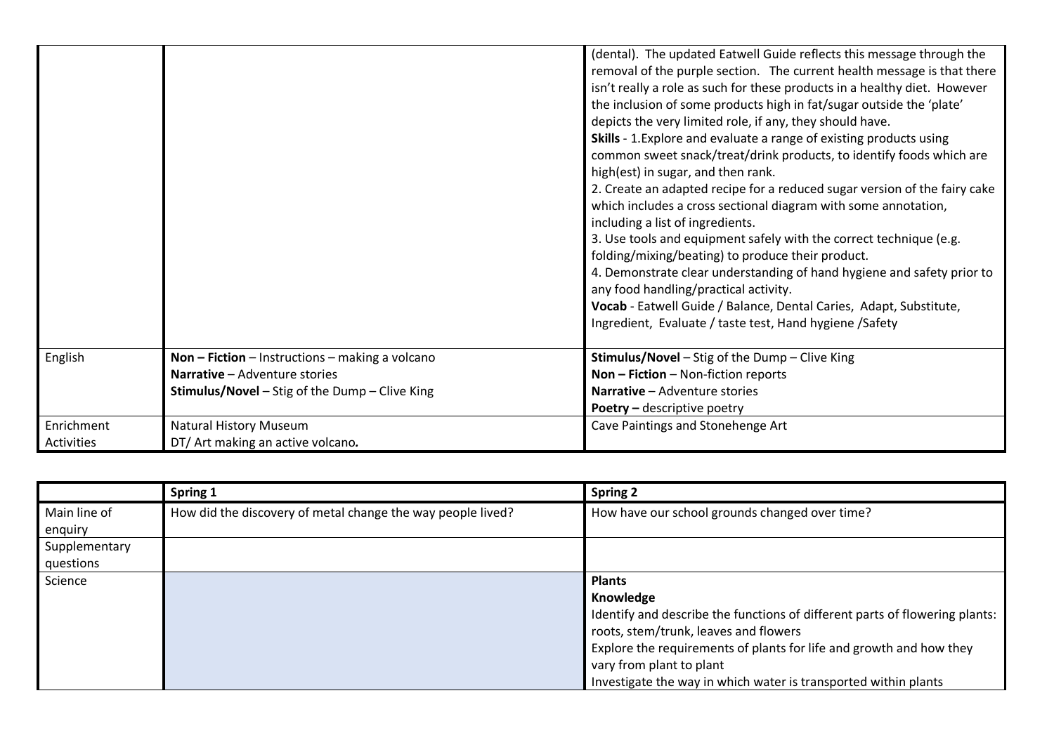| | | |
|---|---|---|
| | | (dental). The updated Eatwell Guide reflects this message through the removal of the purple section. The current health message is that there isn't really a role as such for these products in a healthy diet. However the inclusion of some products high in fat/sugar outside the 'plate' depicts the very limited role, if any, they should have.<br>**Skills** - 1.Explore and evaluate a range of existing products using common sweet snack/treat/drink products, to identify foods which are high(est) in sugar, and then rank.<br>2. Create an adapted recipe for a reduced sugar version of the fairy cake which includes a cross sectional diagram with some annotation, including a list of ingredients.<br>3. Use tools and equipment safely with the correct technique (e.g. folding/mixing/beating) to produce their product.<br>4. Demonstrate clear understanding of hand hygiene and safety prior to any food handling/practical activity.<br>**Vocab** - Eatwell Guide / Balance, Dental Caries, Adapt, Substitute, Ingredient, Evaluate / taste test, Hand hygiene /Safety |
| English | **Non – Fiction** – Instructions – making a volcano<br>**Narrative** – Adventure stories<br>**Stimulus/Novel** – Stig of the Dump – Clive King | **Stimulus/Novel** – Stig of the Dump – Clive King<br>**Non – Fiction** – Non-fiction reports<br>**Narrative** – Adventure stories<br>**Poetry –** descriptive poetry |
| Enrichment Activities | Natural History Museum<br>DT/ Art making an active volcano**.** | Cave Paintings and Stonehenge Art |

| | **Spring 1** | **Spring 2** |
|---|---|---|
| Main line of enquiry | How did the discovery of metal change the way people lived? | How have our school grounds changed over time? |
| Supplementary questions | | |
| Science | | **Plants**<br>**Knowledge**<br>Identify and describe the functions of different parts of flowering plants: roots, stem/trunk, leaves and flowers<br>Explore the requirements of plants for life and growth and how they vary from plant to plant<br>Investigate the way in which water is transported within plants |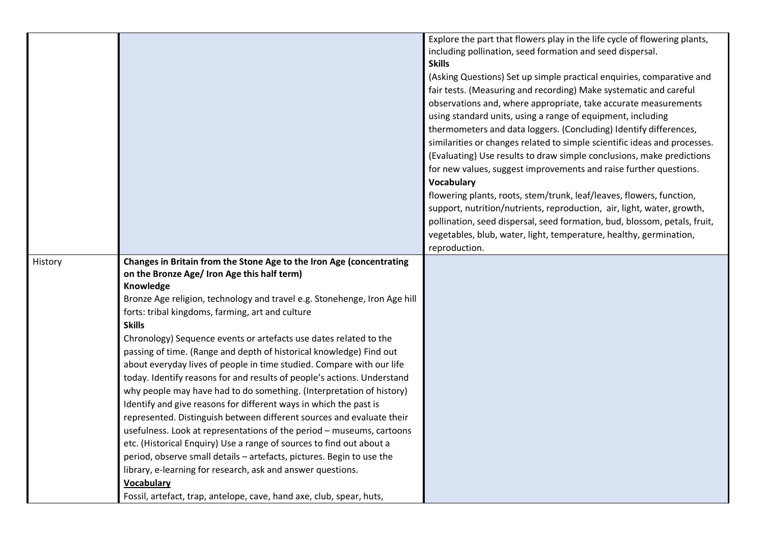| | | |
|---|---|---|
| | | Explore the part that flowers play in the life cycle of flowering plants, including pollination, seed formation and seed dispersal.<br>**Skills**<br>(Asking Questions) Set up simple practical enquiries, comparative and fair tests. (Measuring and recording) Make systematic and careful observations and, where appropriate, take accurate measurements using standard units, using a range of equipment, including thermometers and data loggers. (Concluding) Identify differences, similarities or changes related to simple scientific ideas and processes. (Evaluating) Use results to draw simple conclusions, make predictions for new values, suggest improvements and raise further questions.<br>**Vocabulary**<br>flowering plants, roots, stem/trunk, leaf/leaves, flowers, function, support, nutrition/nutrients, reproduction, air, light, water, growth, pollination, seed dispersal, seed formation, bud, blossom, petals, fruit, vegetables, blub, water, light, temperature, healthy, germination, reproduction. |
| History | **Changes in Britain from the Stone Age to the Iron Age (concentrating on the Bronze Age/ Iron Age this half term)**<br>**Knowledge**<br>Bronze Age religion, technology and travel e.g. Stonehenge, Iron Age hill forts: tribal kingdoms, farming, art and culture<br>**Skills**<br>Chronology) Sequence events or artefacts use dates related to the passing of time. (Range and depth of historical knowledge) Find out about everyday lives of people in time studied. Compare with our life today. Identify reasons for and results of people's actions. Understand why people may have had to do something. (Interpretation of history) Identify and give reasons for different ways in which the past is represented. Distinguish between different sources and evaluate their usefulness. Look at representations of the period – museums, cartoons etc. (Historical Enquiry) Use a range of sources to find out about a period, observe small details – artefacts, pictures. Begin to use the library, e-learning for research, ask and answer questions.<br>**Vocabulary**<br>Fossil, artefact, trap, antelope, cave, hand axe, club, spear, huts, | |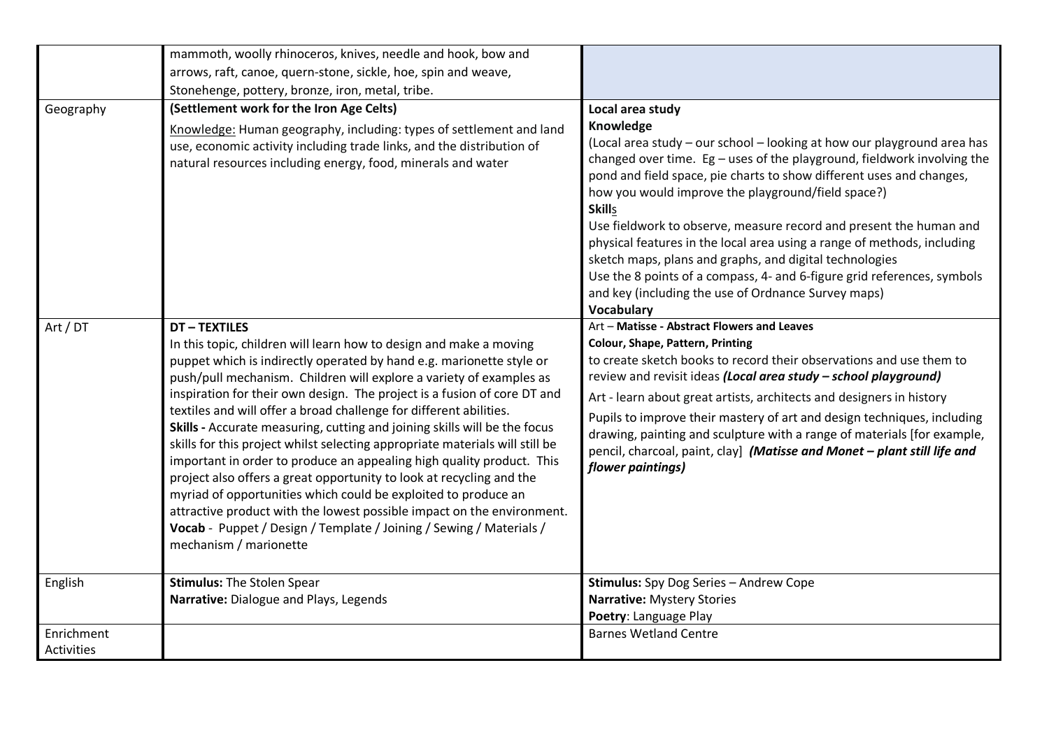| | | |
|---|---|---|
| | mammoth, woolly rhinoceros, knives, needle and hook, bow and arrows, raft, canoe, quern-stone, sickle, hoe, spin and weave, Stonehenge, pottery, bronze, iron, metal, tribe. | |
| Geography | **(Settlement work for the Iron Age Celts)**<br><br>Knowledge: Human geography, including: types of settlement and land use, economic activity including trade links, and the distribution of natural resources including energy, food, minerals and water | **Local area study**<br>**Knowledge**<br>(Local area study – our school – looking at how our playground area has changed over time. Eg – uses of the playground, fieldwork involving the pond and field space, pie charts to show different uses and changes, how you would improve the playground/field space?)<br>**Skills**<br>Use fieldwork to observe, measure record and present the human and physical features in the local area using a range of methods, including sketch maps, plans and graphs, and digital technologies<br>Use the 8 points of a compass, 4- and 6-figure grid references, symbols and key (including the use of Ordnance Survey maps)<br>**Vocabulary** |
| Art / DT | **DT – TEXTILES**<br>In this topic, children will learn how to design and make a moving puppet which is indirectly operated by hand e.g. marionette style or push/pull mechanism. Children will explore a variety of examples as inspiration for their own design. The project is a fusion of core DT and textiles and will offer a broad challenge for different abilities.<br>**Skills -** Accurate measuring, cutting and joining skills will be the focus skills for this project whilst selecting appropriate materials will still be important in order to produce an appealing high quality product. This project also offers a great opportunity to look at recycling and the myriad of opportunities which could be exploited to produce an attractive product with the lowest possible impact on the environment.<br>**Vocab** - Puppet / Design / Template / Joining / Sewing / Materials / mechanism / marionette | Art – **Matisse - Abstract Flowers and Leaves**<br>**Colour, Shape, Pattern, Printing**<br>to create sketch books to record their observations and use them to review and revisit ideas ***(Local area study – school playground)***<br>Art - learn about great artists, architects and designers in history<br>Pupils to improve their mastery of art and design techniques, including drawing, painting and sculpture with a range of materials [for example, pencil, charcoal, paint, clay] ***(Matisse and Monet – plant still life and flower paintings)*** |
| English | **Stimulus:** The Stolen Spear<br>**Narrative:** Dialogue and Plays, Legends | **Stimulus:** Spy Dog Series – Andrew Cope<br>**Narrative:** Mystery Stories<br>**Poetry**: Language Play |
| Enrichment Activities | | Barnes Wetland Centre |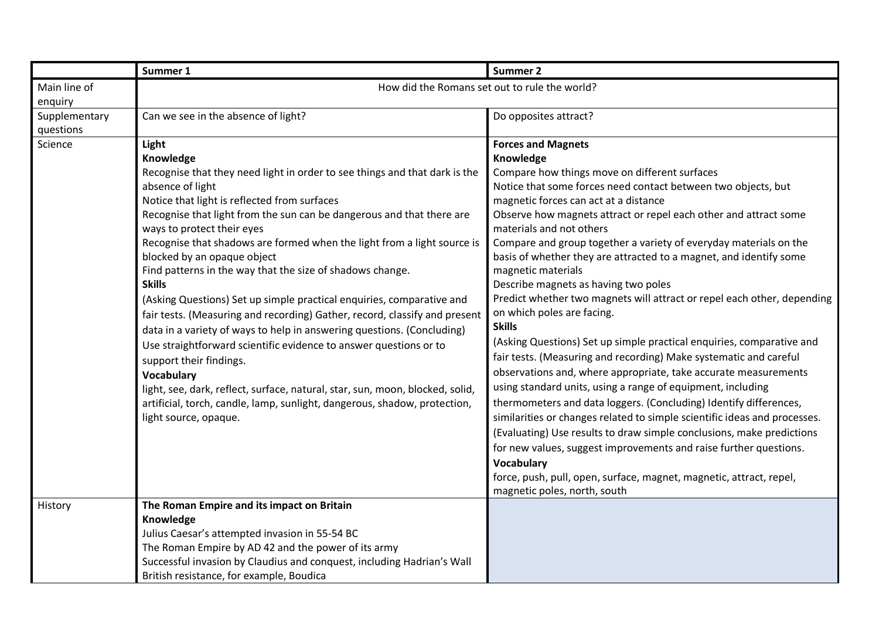| | Summer 1 | Summer 2 |
|---|---|---|
| Main line of enquiry | How did the Romans set out to rule the world? | |
| Supplementary questions | Can we see in the absence of light? | Do opposites attract? |
| Science | **Light**<br>**Knowledge**<br>Recognise that they need light in order to see things and that dark is the absence of light<br>Notice that light is reflected from surfaces<br>Recognise that light from the sun can be dangerous and that there are ways to protect their eyes<br>Recognise that shadows are formed when the light from a light source is blocked by an opaque object<br>Find patterns in the way that the size of shadows change.<br>**Skills**<br>(Asking Questions) Set up simple practical enquiries, comparative and fair tests. (Measuring and recording) Gather, record, classify and present data in a variety of ways to help in answering questions. (Concluding) Use straightforward scientific evidence to answer questions or to support their findings.<br>**Vocabulary**<br>light, see, dark, reflect, surface, natural, star, sun, moon, blocked, solid, artificial, torch, candle, lamp, sunlight, dangerous, shadow, protection, light source, opaque. | **Forces and Magnets**<br>**Knowledge**<br>Compare how things move on different surfaces<br>Notice that some forces need contact between two objects, but magnetic forces can act at a distance<br>Observe how magnets attract or repel each other and attract some materials and not others<br>Compare and group together a variety of everyday materials on the basis of whether they are attracted to a magnet, and identify some magnetic materials<br>Describe magnets as having two poles<br>Predict whether two magnets will attract or repel each other, depending on which poles are facing.<br>**Skills**<br>(Asking Questions) Set up simple practical enquiries, comparative and fair tests. (Measuring and recording) Make systematic and careful observations and, where appropriate, take accurate measurements using standard units, using a range of equipment, including thermometers and data loggers. (Concluding) Identify differences, similarities or changes related to simple scientific ideas and processes. (Evaluating) Use results to draw simple conclusions, make predictions for new values, suggest improvements and raise further questions.<br>**Vocabulary**<br>force, push, pull, open, surface, magnet, magnetic, attract, repel, magnetic poles, north, south |
| History | **The Roman Empire and its impact on Britain**<br>**Knowledge**<br>Julius Caesar's attempted invasion in 55-54 BC<br>The Roman Empire by AD 42 and the power of its army<br>Successful invasion by Claudius and conquest, including Hadrian's Wall<br>British resistance, for example, Boudica | |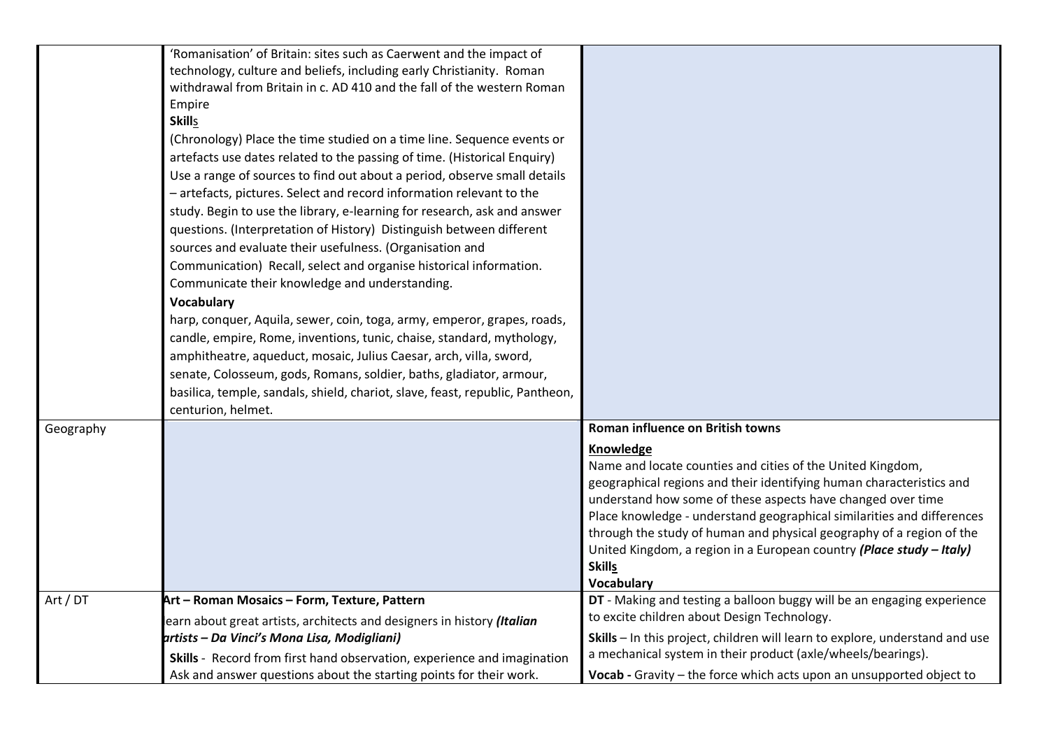| | | |
|---|---|---|
| | 'Romanisation' of Britain: sites such as Caerwent and the impact of technology, culture and beliefs, including early Christianity. Roman withdrawal from Britain in c. AD 410 and the fall of the western Roman Empire<br>**Skills**<br>(Chronology) Place the time studied on a time line. Sequence events or artefacts use dates related to the passing of time. (Historical Enquiry) Use a range of sources to find out about a period, observe small details – artefacts, pictures. Select and record information relevant to the study. Begin to use the library, e-learning for research, ask and answer questions. (Interpretation of History) Distinguish between different sources and evaluate their usefulness. (Organisation and Communication) Recall, select and organise historical information. Communicate their knowledge and understanding.<br>**Vocabulary**<br>harp, conquer, Aquila, sewer, coin, toga, army, emperor, grapes, roads, candle, empire, Rome, inventions, tunic, chaise, standard, mythology, amphitheatre, aqueduct, mosaic, Julius Caesar, arch, villa, sword, senate, Colosseum, gods, Romans, soldier, baths, gladiator, armour, basilica, temple, sandals, shield, chariot, slave, feast, republic, Pantheon, centurion, helmet. | |
| Geography | | **Roman influence on British towns**<br>**Knowledge**<br>Name and locate counties and cities of the United Kingdom, geographical regions and their identifying human characteristics and understand how some of these aspects have changed over time<br>Place knowledge - understand geographical similarities and differences through the study of human and physical geography of a region of the United Kingdom, a region in a European country ***(Place study – Italy)***<br>**Skills**<br>**Vocabulary** |
| Art / DT | **Art – Roman Mosaics – Form, Texture, Pattern**<br>Learn about great artists, architects and designers in history ***(Italian artists – Da Vinci's Mona Lisa, Modigliani)***<br>**Skills** - Record from first hand observation, experience and imagination Ask and answer questions about the starting points for their work. | **DT** - Making and testing a balloon buggy will be an engaging experience to excite children about Design Technology.<br>**Skills** – In this project, children will learn to explore, understand and use a mechanical system in their product (axle/wheels/bearings).<br>**Vocab -** Gravity – the force which acts upon an unsupported object to |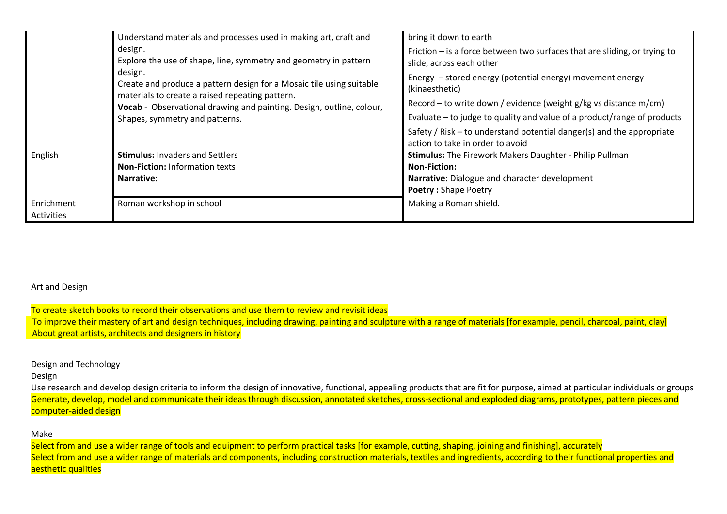| | | |
|---|---|---|
| | Understand materials and processes used in making art, craft and design.<br>Explore the use of shape, line, symmetry and geometry in pattern design.<br>Create and produce a pattern design for a Mosaic tile using suitable materials to create a raised repeating pattern.<br>**Vocab** - Observational drawing and painting. Design, outline, colour, Shapes, symmetry and patterns. | bring it down to earth<br>Friction – is a force between two surfaces that are sliding, or trying to slide, across each other<br>Energy – stored energy (potential energy) movement energy (kinaesthetic)<br>Record – to write down / evidence (weight g/kg vs distance m/cm)<br>Evaluate – to judge to quality and value of a product/range of products<br>Safety / Risk – to understand potential danger(s) and the appropriate action to take in order to avoid |
| English | **Stimulus:** Invaders and Settlers<br>**Non-Fiction:** Information texts<br>**Narrative:** | **Stimulus:** The Firework Makers Daughter - Philip Pullman<br>**Non-Fiction:**<br>**Narrative:** Dialogue and character development<br>**Poetry :** Shape Poetry |
| Enrichment Activities | Roman workshop in school | Making a Roman shield. |

Art and Design

To create sketch books to record their observations and use them to review and revisit ideas
To improve their mastery of art and design techniques, including drawing, painting and sculpture with a range of materials [for example, pencil, charcoal, paint, clay]
About great artists, architects and designers in history

Design and Technology

Design

Use research and develop design criteria to inform the design of innovative, functional, appealing products that are fit for purpose, aimed at particular individuals or groups
Generate, develop, model and communicate their ideas through discussion, annotated sketches, cross-sectional and exploded diagrams, prototypes, pattern pieces and computer-aided design

Make

Select from and use a wider range of tools and equipment to perform practical tasks [for example, cutting, shaping, joining and finishing], accurately
Select from and use a wider range of materials and components, including construction materials, textiles and ingredients, according to their functional properties and aesthetic qualities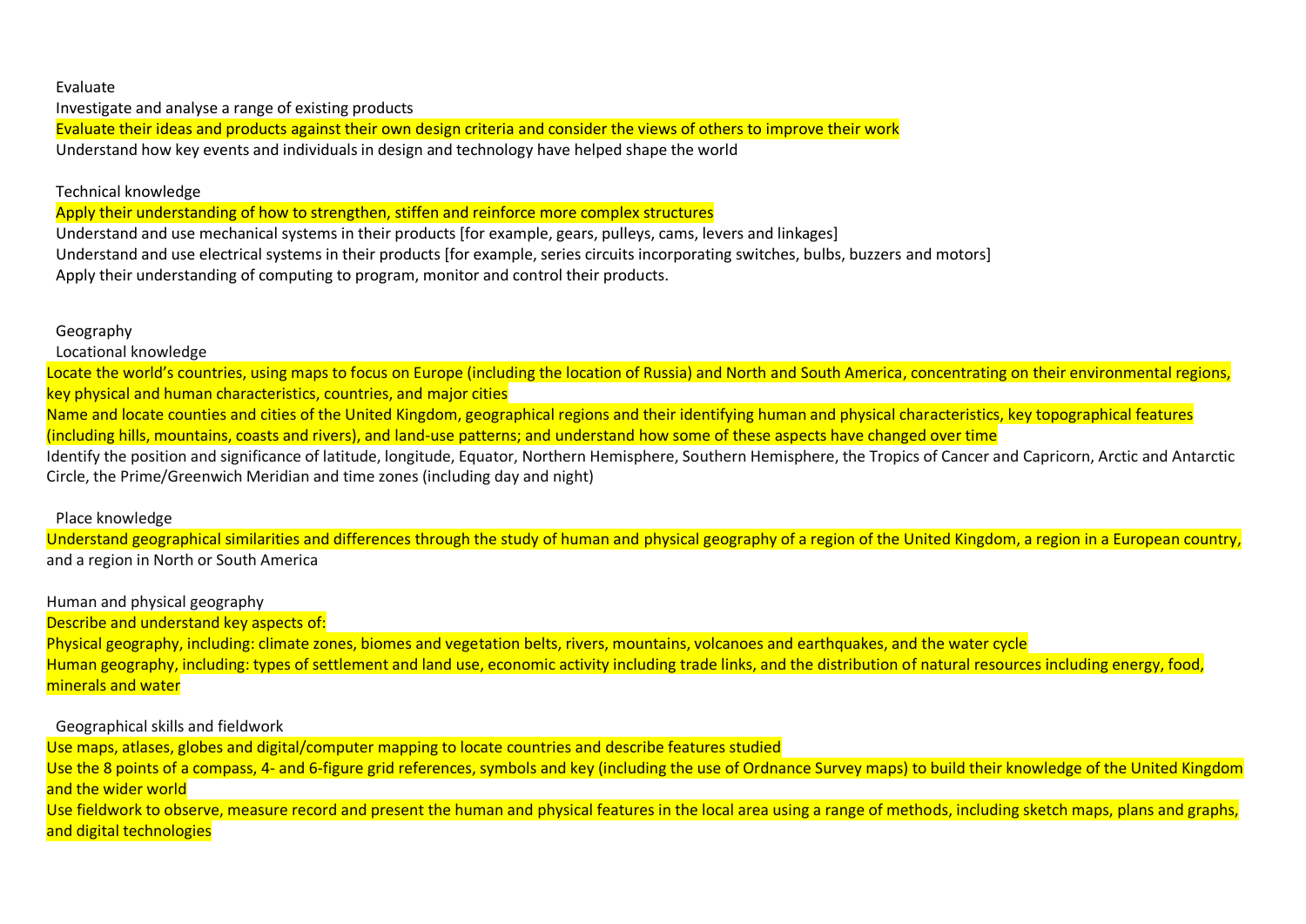Evaluate

Investigate and analyse a range of existing products

Evaluate their ideas and products against their own design criteria and consider the views of others to improve their work

Understand how key events and individuals in design and technology have helped shape the world

Technical knowledge

Apply their understanding of how to strengthen, stiffen and reinforce more complex structures

Understand and use mechanical systems in their products [for example, gears, pulleys, cams, levers and linkages]

Understand and use electrical systems in their products [for example, series circuits incorporating switches, bulbs, buzzers and motors]

Apply their understanding of computing to program, monitor and control their products.

Geography

Locational knowledge

Locate the world's countries, using maps to focus on Europe (including the location of Russia) and North and South America, concentrating on their environmental regions, key physical and human characteristics, countries, and major cities

Name and locate counties and cities of the United Kingdom, geographical regions and their identifying human and physical characteristics, key topographical features (including hills, mountains, coasts and rivers), and land-use patterns; and understand how some of these aspects have changed over time

Identify the position and significance of latitude, longitude, Equator, Northern Hemisphere, Southern Hemisphere, the Tropics of Cancer and Capricorn, Arctic and Antarctic Circle, the Prime/Greenwich Meridian and time zones (including day and night)

Place knowledge

Understand geographical similarities and differences through the study of human and physical geography of a region of the United Kingdom, a region in a European country, and a region in North or South America

Human and physical geography

Describe and understand key aspects of:

Physical geography, including: climate zones, biomes and vegetation belts, rivers, mountains, volcanoes and earthquakes, and the water cycle

Human geography, including: types of settlement and land use, economic activity including trade links, and the distribution of natural resources including energy, food, minerals and water

Geographical skills and fieldwork

Use maps, atlases, globes and digital/computer mapping to locate countries and describe features studied

Use the 8 points of a compass, 4- and 6-figure grid references, symbols and key (including the use of Ordnance Survey maps) to build their knowledge of the United Kingdom and the wider world

Use fieldwork to observe, measure record and present the human and physical features in the local area using a range of methods, including sketch maps, plans and graphs, and digital technologies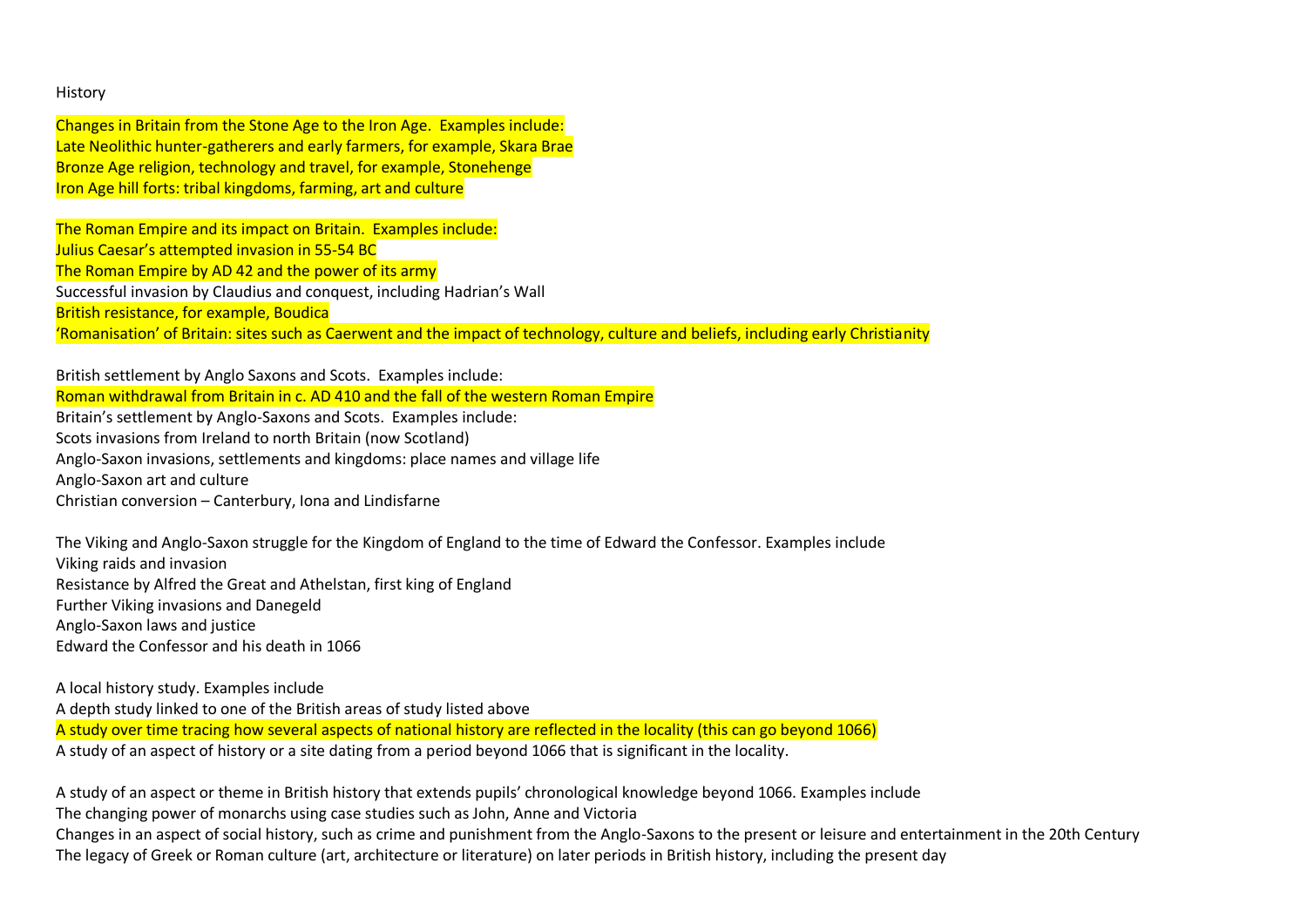History

Changes in Britain from the Stone Age to the Iron Age. Examples include:
Late Neolithic hunter-gatherers and early farmers, for example, Skara Brae
Bronze Age religion, technology and travel, for example, Stonehenge
Iron Age hill forts: tribal kingdoms, farming, art and culture

The Roman Empire and its impact on Britain. Examples include:
Julius Caesar's attempted invasion in 55-54 BC
The Roman Empire by AD 42 and the power of its army
Successful invasion by Claudius and conquest, including Hadrian's Wall
British resistance, for example, Boudica
'Romanisation' of Britain: sites such as Caerwent and the impact of technology, culture and beliefs, including early Christianity

British settlement by Anglo Saxons and Scots. Examples include:
Roman withdrawal from Britain in c. AD 410 and the fall of the western Roman Empire
Britain's settlement by Anglo-Saxons and Scots. Examples include:
Scots invasions from Ireland to north Britain (now Scotland)
Anglo-Saxon invasions, settlements and kingdoms: place names and village life
Anglo-Saxon art and culture
Christian conversion – Canterbury, Iona and Lindisfarne

The Viking and Anglo-Saxon struggle for the Kingdom of England to the time of Edward the Confessor. Examples include
Viking raids and invasion
Resistance by Alfred the Great and Athelstan, first king of England
Further Viking invasions and Danegeld
Anglo-Saxon laws and justice
Edward the Confessor and his death in 1066

A local history study. Examples include
A depth study linked to one of the British areas of study listed above
A study over time tracing how several aspects of national history are reflected in the locality (this can go beyond 1066)
A study of an aspect of history or a site dating from a period beyond 1066 that is significant in the locality.

A study of an aspect or theme in British history that extends pupils' chronological knowledge beyond 1066. Examples include
The changing power of monarchs using case studies such as John, Anne and Victoria
Changes in an aspect of social history, such as crime and punishment from the Anglo-Saxons to the present or leisure and entertainment in the 20th Century
The legacy of Greek or Roman culture (art, architecture or literature) on later periods in British history, including the present day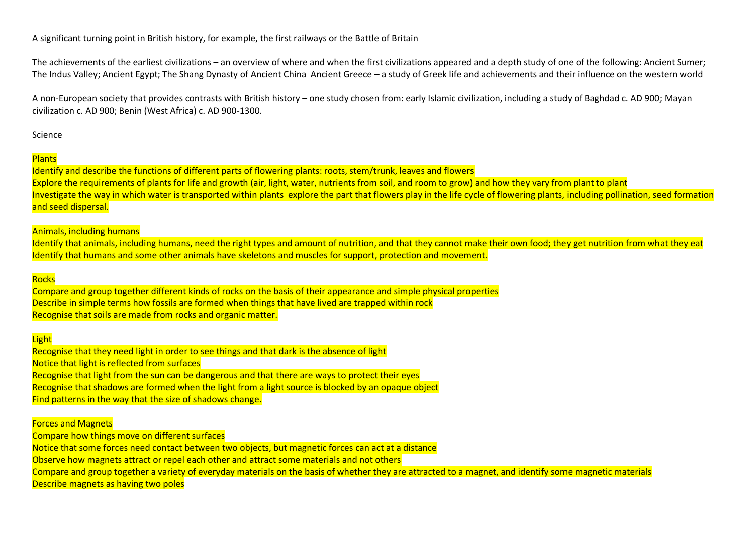A significant turning point in British history, for example, the first railways or the Battle of Britain

The achievements of the earliest civilizations – an overview of where and when the first civilizations appeared and a depth study of one of the following: Ancient Sumer; The Indus Valley; Ancient Egypt; The Shang Dynasty of Ancient China Ancient Greece – a study of Greek life and achievements and their influence on the western world

A non-European society that provides contrasts with British history – one study chosen from: early Islamic civilization, including a study of Baghdad c. AD 900; Mayan civilization c. AD 900; Benin (West Africa) c. AD 900-1300.

Science

Plants

Identify and describe the functions of different parts of flowering plants: roots, stem/trunk, leaves and flowers

Explore the requirements of plants for life and growth (air, light, water, nutrients from soil, and room to grow) and how they vary from plant to plant

Investigate the way in which water is transported within plants explore the part that flowers play in the life cycle of flowering plants, including pollination, seed formation and seed dispersal.

Animals, including humans

Identify that animals, including humans, need the right types and amount of nutrition, and that they cannot make their own food; they get nutrition from what they eat

Identify that humans and some other animals have skeletons and muscles for support, protection and movement.

Rocks

Compare and group together different kinds of rocks on the basis of their appearance and simple physical properties

Describe in simple terms how fossils are formed when things that have lived are trapped within rock

Recognise that soils are made from rocks and organic matter.

Light

Recognise that they need light in order to see things and that dark is the absence of light

Notice that light is reflected from surfaces

Recognise that light from the sun can be dangerous and that there are ways to protect their eyes

Recognise that shadows are formed when the light from a light source is blocked by an opaque object

Find patterns in the way that the size of shadows change.

Forces and Magnets

Compare how things move on different surfaces

Notice that some forces need contact between two objects, but magnetic forces can act at a distance

Observe how magnets attract or repel each other and attract some materials and not others

Compare and group together a variety of everyday materials on the basis of whether they are attracted to a magnet, and identify some magnetic materials

Describe magnets as having two poles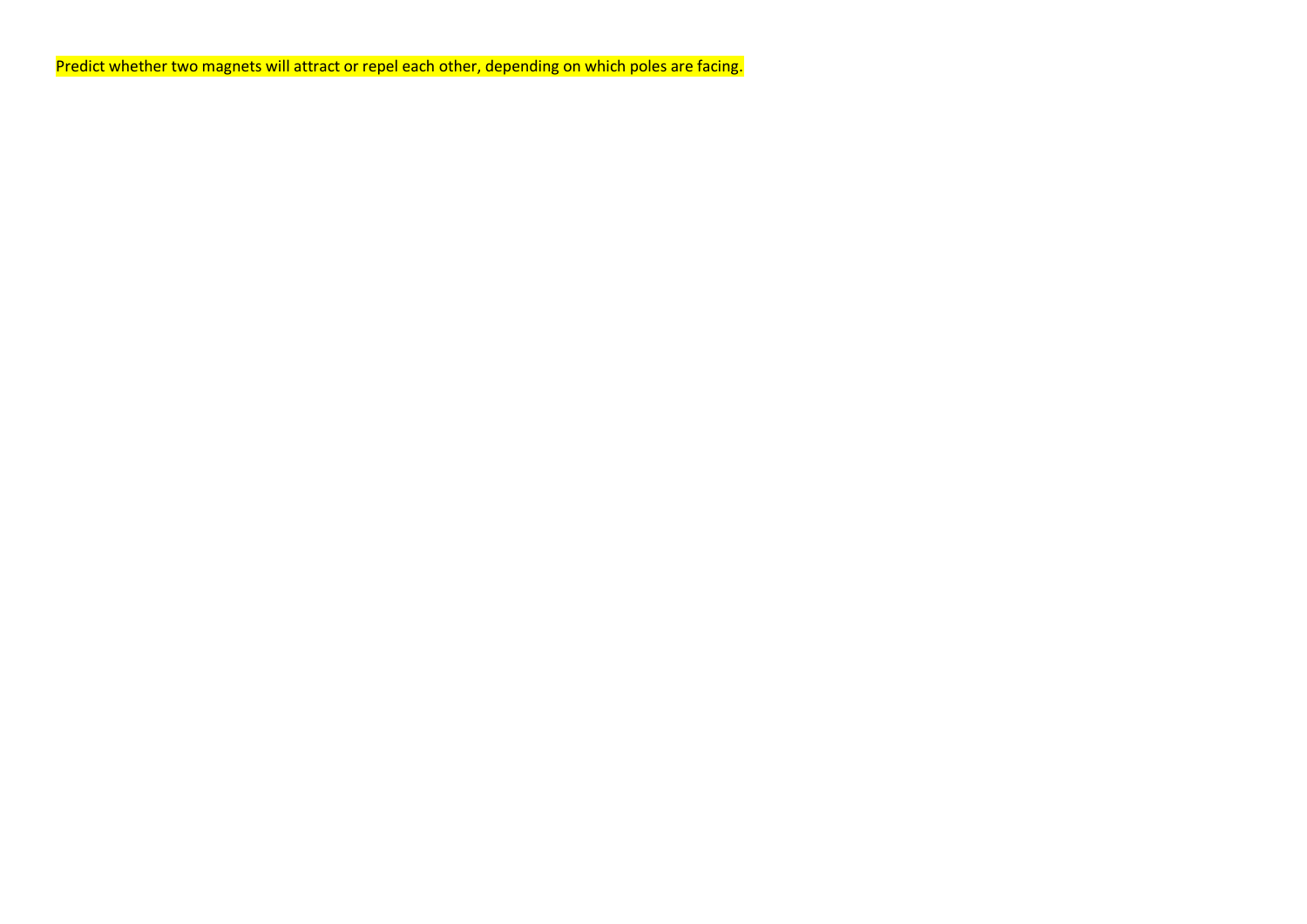Predict whether two magnets will attract or repel each other, depending on which poles are facing.